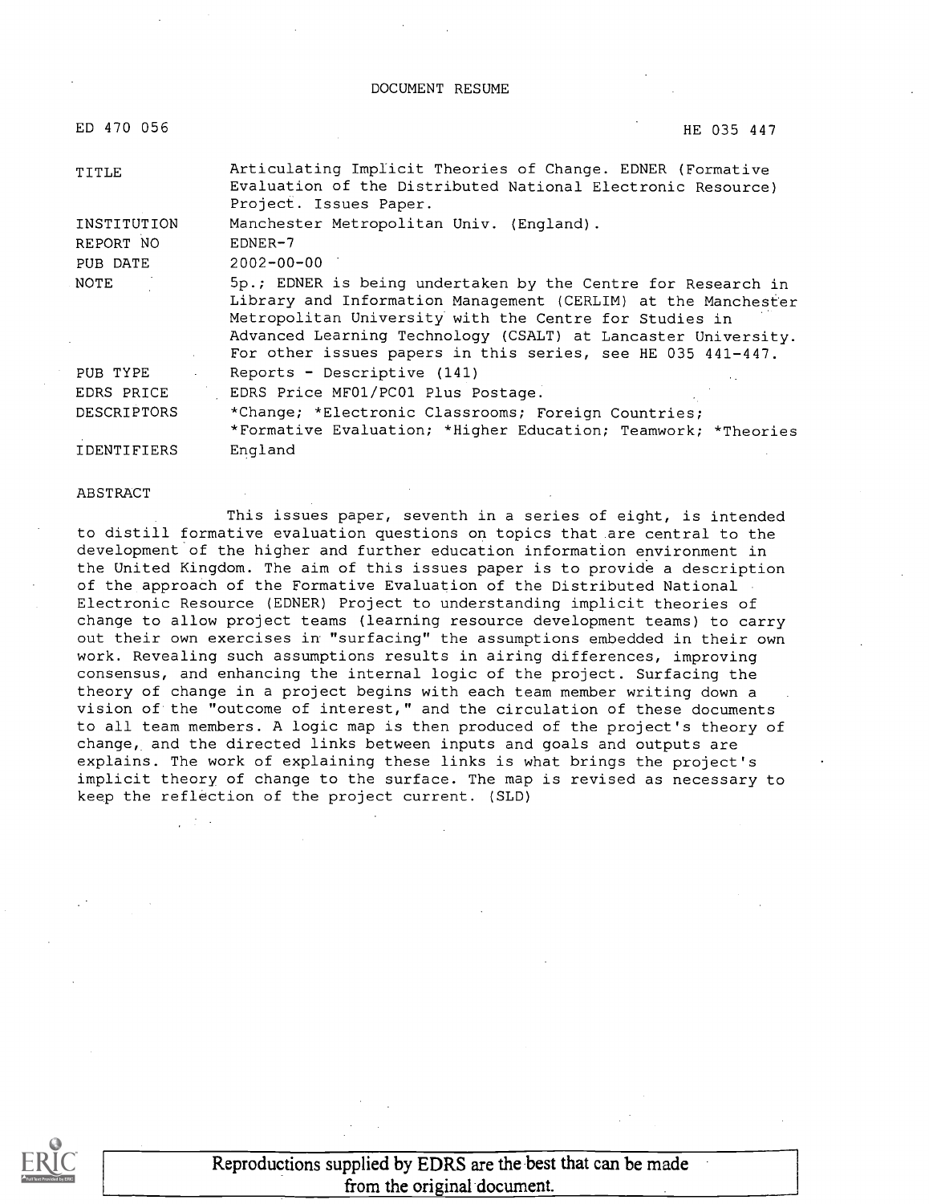DOCUMENT RESUME

| | |
|---|---|
| ED 470 056 | HE 035 447 |
| TITLE | Articulating Implicit Theories of Change. EDNER (Formative Evaluation of the Distributed National Electronic Resource) Project. Issues Paper. |
| INSTITUTION | Manchester Metropolitan Univ. (England). |
| REPORT NO | EDNER-7 |
| PUB DATE | 2002-00-00 |
| NOTE | 5p.; EDNER is being undertaken by the Centre for Research in Library and Information Management (CERLIM) at the Manchester Metropolitan University with the Centre for Studies in Advanced Learning Technology (CSALT) at Lancaster University. For other issues papers in this series, see HE 035 441-447. |
| PUB TYPE | Reports - Descriptive (141) |
| EDRS PRICE | EDRS Price MF01/PC01 Plus Postage. |
| DESCRIPTORS | *Change; *Electronic Classrooms; Foreign Countries; *Formative Evaluation; *Higher Education; Teamwork; *Theories |
| IDENTIFIERS | England |

ABSTRACT

This issues paper, seventh in a series of eight, is intended to distill formative evaluation questions on topics that are central to the development of the higher and further education information environment in the United Kingdom. The aim of this issues paper is to provide a description of the approach of the Formative Evaluation of the Distributed National Electronic Resource (EDNER) Project to understanding implicit theories of change to allow project teams (learning resource development teams) to carry out their own exercises in "surfacing" the assumptions embedded in their own work. Revealing such assumptions results in airing differences, improving consensus, and enhancing the internal logic of the project. Surfacing the theory of change in a project begins with each team member writing down a vision of the "outcome of interest," and the circulation of these documents to all team members. A logic map is then produced of the project's theory of change, and the directed links between inputs and goals and outputs are explains. The work of explaining these links is what brings the project's implicit theory of change to the surface. The map is revised as necessary to keep the reflection of the project current. (SLD)

Reproductions supplied by EDRS are the best that can be made from the original document.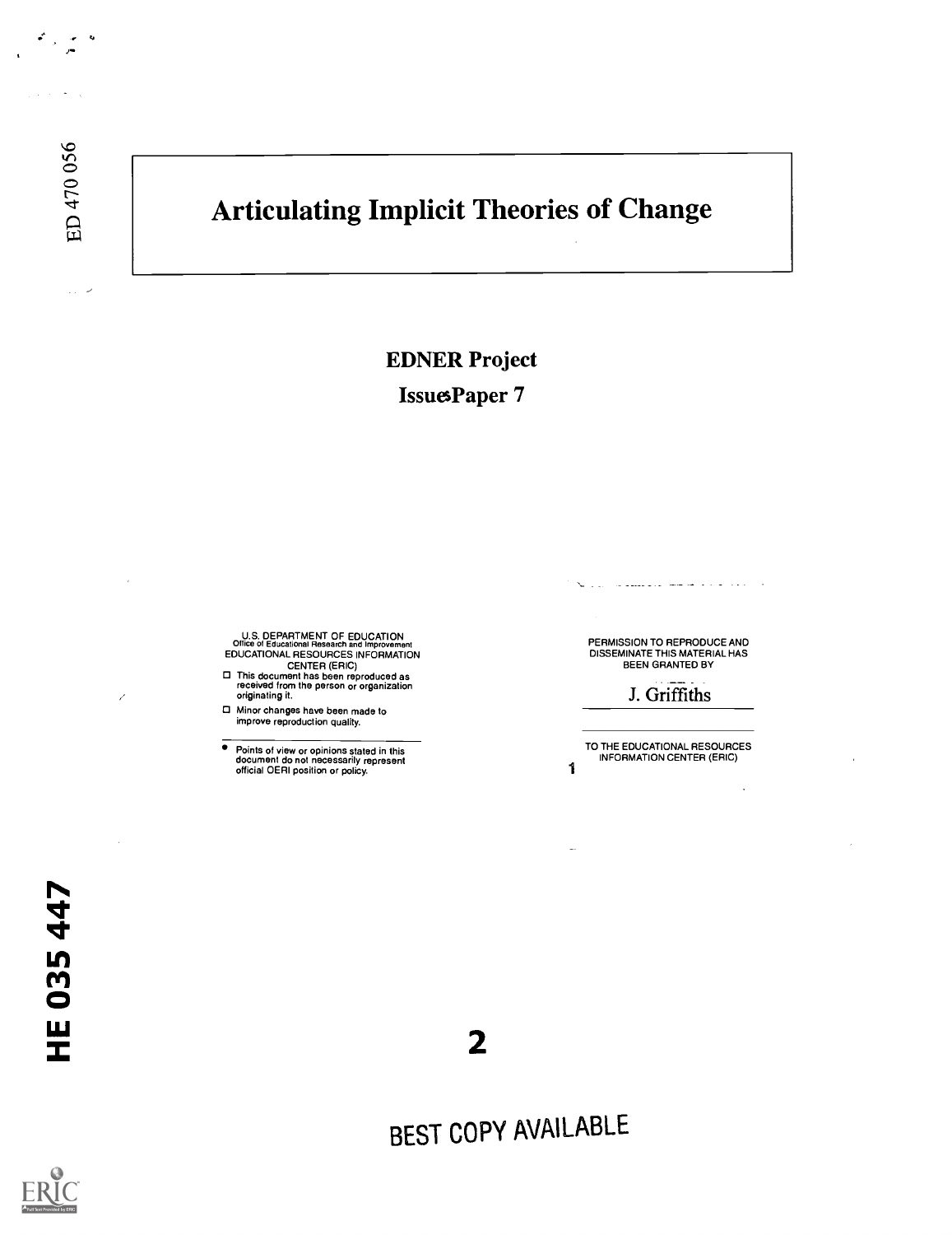ED 470 056

# Articulating Implicit Theories of Change

**EDNER Project**

**IssuesPaper 7**

U.S. DEPARTMENT OF EDUCATION
Office of Educational Research and Improvement
EDUCATIONAL RESOURCES INFORMATION CENTER (ERIC)

- ☐ This document has been reproduced as received from the person or organization originating it.
- ☐ Minor changes have been made to improve reproduction quality.

- Points of view or opinions stated in this document do not necessarily represent official OERI position or policy.

PERMISSION TO REPRODUCE AND DISSEMINATE THIS MATERIAL HAS BEEN GRANTED BY

J. Griffiths

TO THE EDUCATIONAL RESOURCES INFORMATION CENTER (ERIC)

HE 035 447

BEST COPY AVAILABLE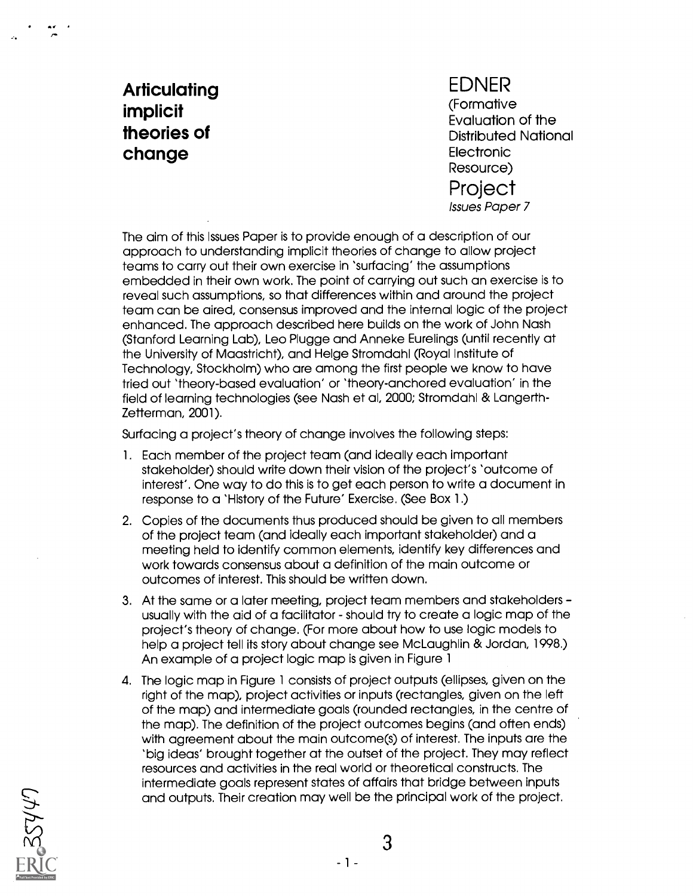# Articulating implicit theories of change

**EDNER**
(Formative Evaluation of the Distributed National Electronic Resource)
**Project**
*Issues Paper 7*

The aim of this Issues Paper is to provide enough of a description of our approach to understanding implicit theories of change to allow project teams to carry out their own exercise in 'surfacing' the assumptions embedded in their own work. The point of carrying out such an exercise is to reveal such assumptions, so that differences within and around the project team can be aired, consensus improved and the internal logic of the project enhanced. The approach described here builds on the work of John Nash (Stanford Learning Lab), Leo Plugge and Anneke Eurelings (until recently at the University of Maastricht), and Helge Stromdahl (Royal Institute of Technology, Stockholm) who are among the first people we know to have tried out 'theory-based evaluation' or 'theory-anchored evaluation' in the field of learning technologies (see Nash et al, 2000; Stromdahl & Langerth-Zetterman, 2001).

Surfacing a project's theory of change involves the following steps:

1. Each member of the project team (and ideally each important stakeholder) should write down their vision of the project's 'outcome of interest'. One way to do this is to get each person to write a document in response to a 'History of the Future' Exercise. (See Box 1.)
2. Copies of the documents thus produced should be given to all members of the project team (and ideally each important stakeholder) and a meeting held to identify common elements, identify key differences and work towards consensus about a definition of the main outcome or outcomes of interest. This should be written down.
3. At the same or a later meeting, project team members and stakeholders – usually with the aid of a facilitator - should try to create a logic map of the project's theory of change. (For more about how to use logic models to help a project tell its story about change see McLaughlin & Jordan, 1998.) An example of a project logic map is given in Figure 1
4. The logic map in Figure 1 consists of project outputs (ellipses, given on the right of the map), project activities or inputs (rectangles, given on the left of the map) and intermediate goals (rounded rectangles, in the centre of the map). The definition of the project outcomes begins (and often ends) with agreement about the main outcome(s) of interest. The inputs are the 'big ideas' brought together at the outset of the project. They may reflect resources and activities in the real world or theoretical constructs. The intermediate goals represent states of affairs that bridge between inputs and outputs. Their creation may well be the principal work of the project.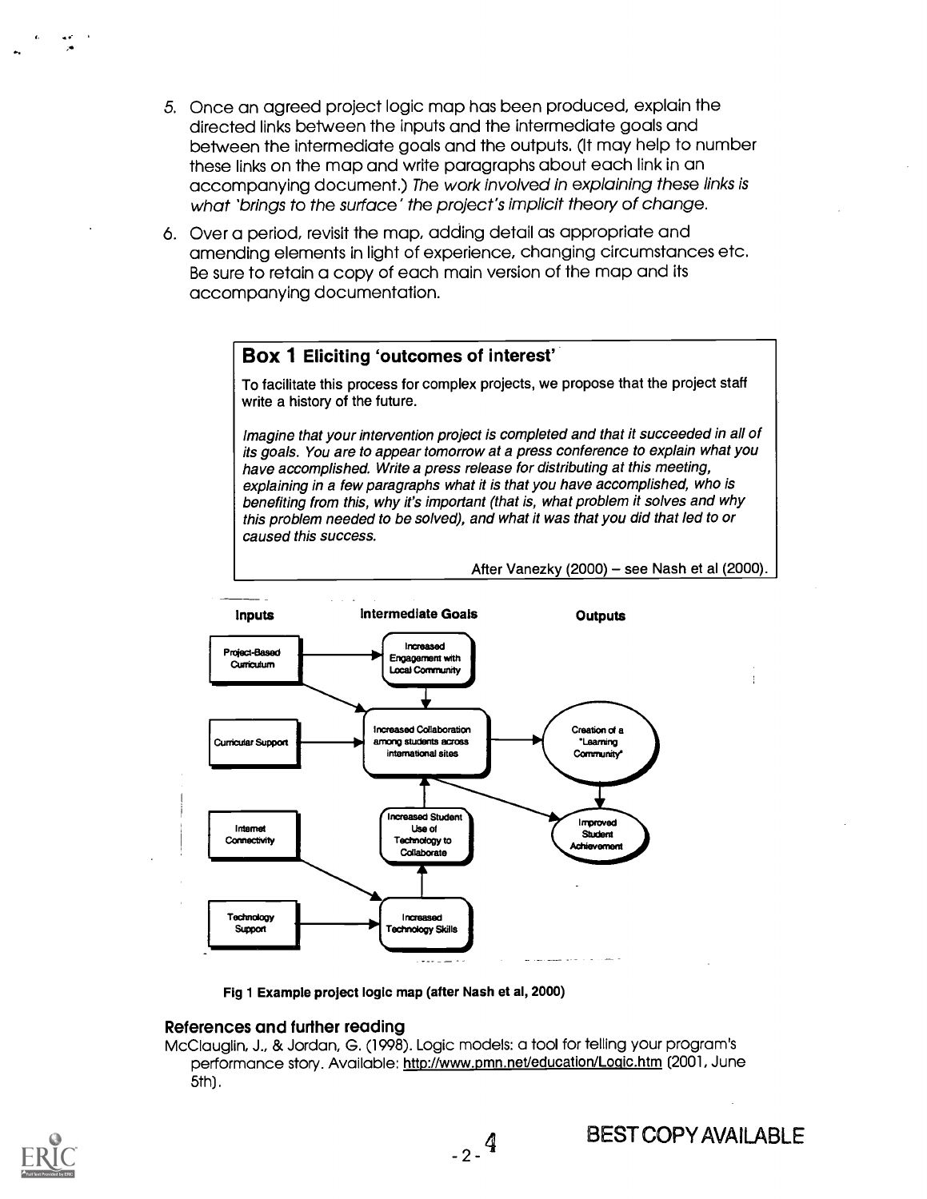5. Once an agreed project logic map has been produced, explain the directed links between the inputs and the intermediate goals and between the intermediate goals and the outputs. (It may help to number these links on the map and write paragraphs about each link in an accompanying document.) *The work involved in explaining these links is what 'brings to the surface' the project's implicit theory of change.*

6. Over a period, revisit the map, adding detail as appropriate and amending elements in light of experience, changing circumstances etc. Be sure to retain a copy of each main version of the map and its accompanying documentation.

> **Box 1 Eliciting 'outcomes of interest'**
>
> To facilitate this process for complex projects, we propose that the project staff write a history of the future.
>
> *Imagine that your intervention project is completed and that it succeeded in all of its goals. You are to appear tomorrow at a press conference to explain what you have accomplished. Write a press release for distributing at this meeting, explaining in a few paragraphs what it is that you have accomplished, who is benefiting from this, why it's important (that is, what problem it solves and why this problem needed to be solved), and what it was that you did that led to or caused this success.*
>
> After Vanezky (2000) – see Nash et al (2000).

**Fig 1 Example project logic map (after Nash et al, 2000)**

## References and further reading

McClauglin, J., & Jordan, G. (1998). Logic models: a tool for telling your program's performance story. Available: http://www.pmn.net/education/Logic.htm (2001, June 5th).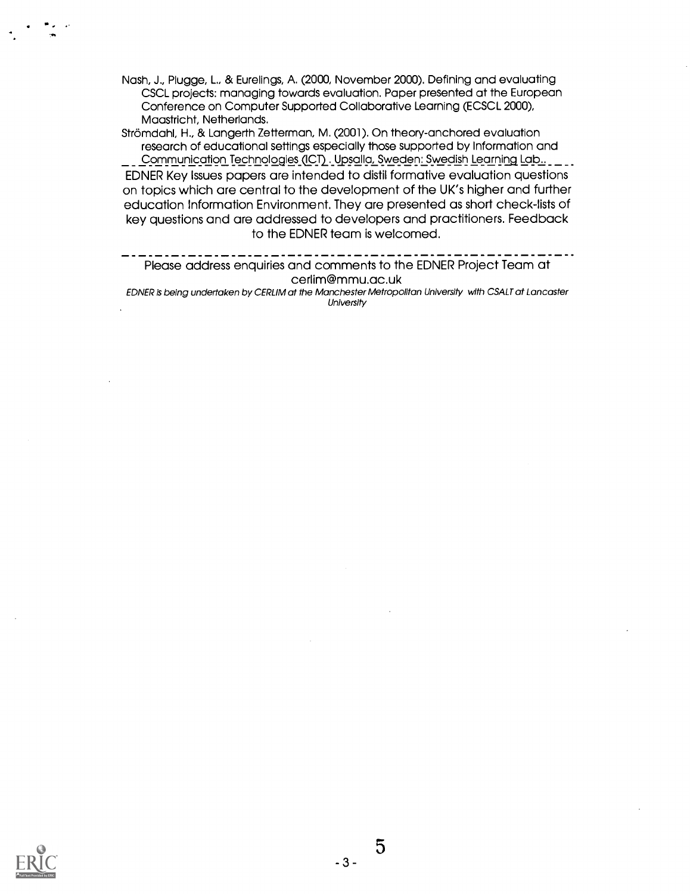Nash, J., Plugge, L., & Eurelings, A. (2000, November 2000). Defining and evaluating CSCL projects: managing towards evaluation. Paper presented at the European Conference on Computer Supported Collaborative Learning (ECSCL 2000), Maastricht, Netherlands.

Strömdahl, H., & Langerth Zetterman, M. (2001). On theory-anchored evaluation research of educational settings especially those supported by Information and Communication Technologies (ICT) . Upsalla, Sweden: Swedish Learning Lab..

EDNER Key Issues papers are intended to distil formative evaluation questions on topics which are central to the development of the UK's higher and further education Information Environment. They are presented as short check-lists of key questions and are addressed to developers and practitioners. Feedback to the EDNER team is welcomed.

Please address enquiries and comments to the EDNER Project Team at cerlim@mmu.ac.uk

*EDNER is being undertaken by CERLIM at the Manchester Metropolitan University with CSALT at Lancaster University*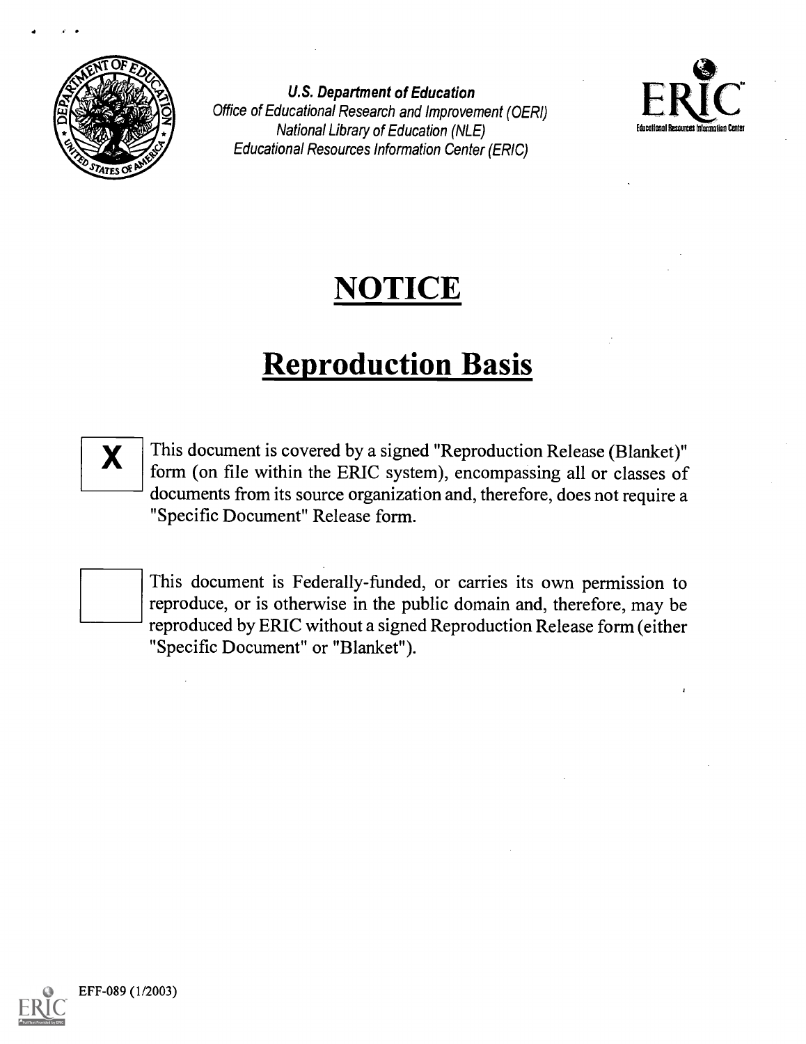U.S. Department of Education
Office of Educational Research and Improvement (OERI)
National Library of Education (NLE)
Educational Resources Information Center (ERIC)

# NOTICE

# Reproduction Basis

- [X] This document is covered by a signed "Reproduction Release (Blanket)" form (on file within the ERIC system), encompassing all or classes of documents from its source organization and, therefore, does not require a "Specific Document" Release form.

- [ ] This document is Federally-funded, or carries its own permission to reproduce, or is otherwise in the public domain and, therefore, may be reproduced by ERIC without a signed Reproduction Release form (either "Specific Document" or "Blanket").

EFF-089 (1/2003)